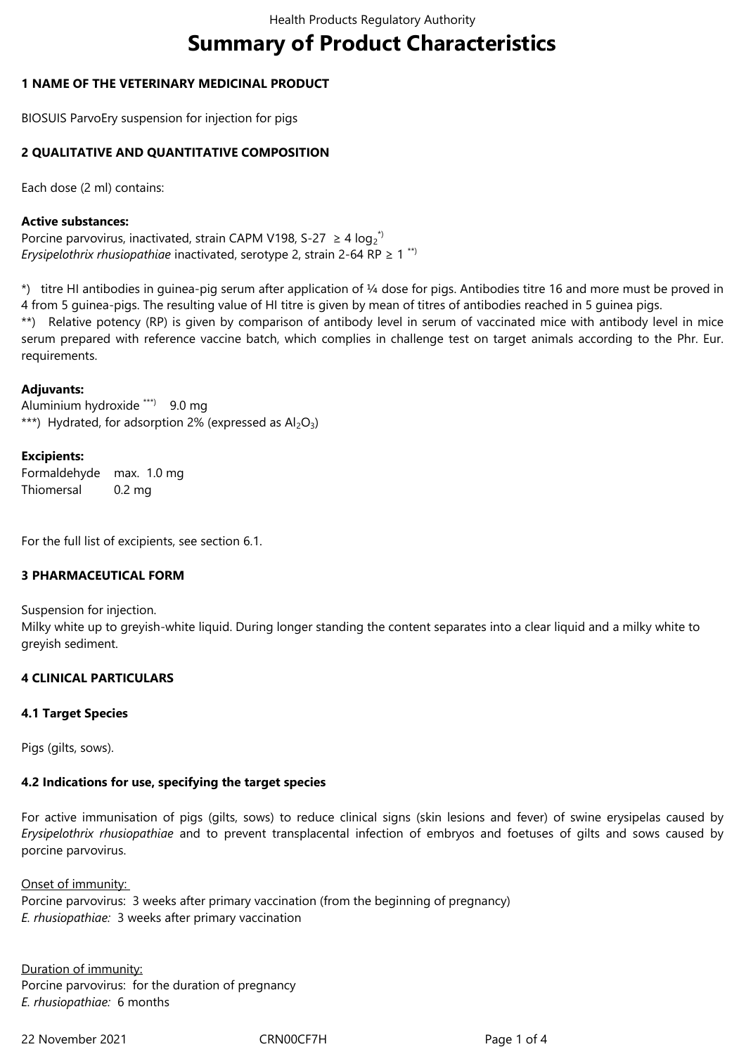# Summary of Product Characteristics

### 1 NAME OF THE VETERINARY MEDICINAL PRODUCT

BIOSUIS ParvoEry suspension for injection for pigs

### 2 QUALITATIVE AND QUANTITATIVE COMPOSITION

Each dose (2 ml) contains:

**Active substances:**
Porcine parvovirus, inactivated, strain CAPM V198, S-27 ≥ 4 $log_2$ *)
*Erysipelothrix rhusiopathiae* inactivated, serotype 2, strain 2-64 RP ≥ 1 **)

*) titre HI antibodies in guinea-pig serum after application of ¼ dose for pigs. Antibodies titre 16 and more must be proved in 4 from 5 guinea-pigs. The resulting value of HI titre is given by mean of titres of antibodies reached in 5 guinea pigs.
**) Relative potency (RP) is given by comparison of antibody level in serum of vaccinated mice with antibody level in mice serum prepared with reference vaccine batch, which complies in challenge test on target animals according to the Phr. Eur. requirements.

**Adjuvants:**
Aluminium hydroxide ***) 9.0 mg
***) Hydrated, for adsorption 2% (expressed as $Al_2O_3$)

**Excipients:**

| | |
|---|---|
| Formaldehyde | max. 1.0 mg |
| Thiomersal | 0.2 mg |

For the full list of excipients, see section 6.1.

### 3 PHARMACEUTICAL FORM

Suspension for injection.
Milky white up to greyish-white liquid. During longer standing the content separates into a clear liquid and a milky white to greyish sediment.

### 4 CLINICAL PARTICULARS

#### 4.1 Target Species

Pigs (gilts, sows).

#### 4.2 Indications for use, specifying the target species

For active immunisation of pigs (gilts, sows) to reduce clinical signs (skin lesions and fever) of swine erysipelas caused by *Erysipelothrix rhusiopathiae* and to prevent transplacental infection of embryos and foetuses of gilts and sows caused by porcine parvovirus.

Onset of immunity:
Porcine parvovirus: 3 weeks after primary vaccination (from the beginning of pregnancy)
*E. rhusiopathiae:* 3 weeks after primary vaccination

Duration of immunity:
Porcine parvovirus: for the duration of pregnancy
*E. rhusiopathiae:* 6 months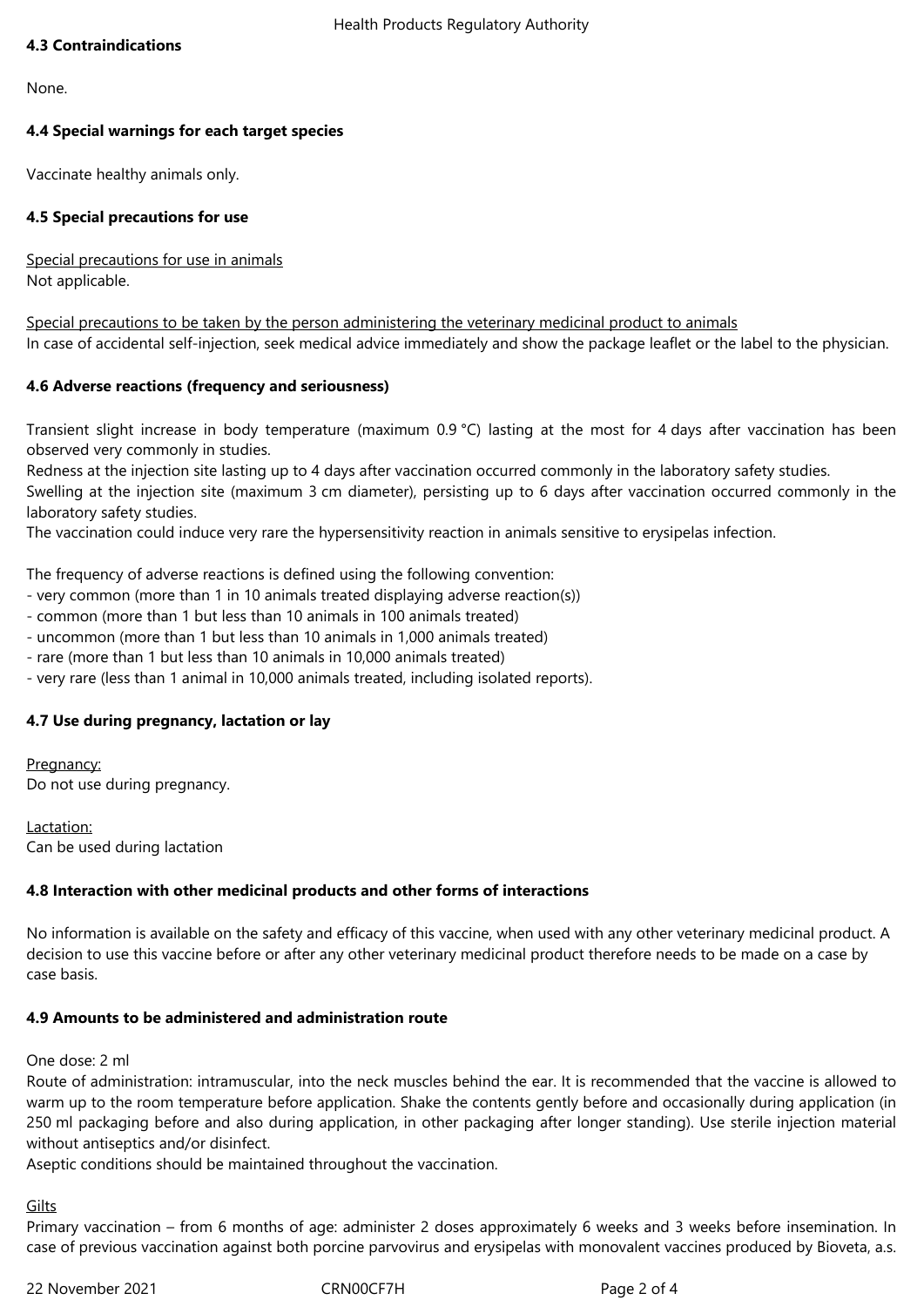### 4.3 Contraindications

None.

### 4.4 Special warnings for each target species

Vaccinate healthy animals only.

### 4.5 Special precautions for use

Special precautions for use in animals
Not applicable.

Special precautions to be taken by the person administering the veterinary medicinal product to animals
In case of accidental self-injection, seek medical advice immediately and show the package leaflet or the label to the physician.

### 4.6 Adverse reactions (frequency and seriousness)

Transient slight increase in body temperature (maximum 0.9 °C) lasting at the most for 4 days after vaccination has been observed very commonly in studies.
Redness at the injection site lasting up to 4 days after vaccination occurred commonly in the laboratory safety studies.
Swelling at the injection site (maximum 3 cm diameter), persisting up to 6 days after vaccination occurred commonly in the laboratory safety studies.
The vaccination could induce very rare the hypersensitivity reaction in animals sensitive to erysipelas infection.

The frequency of adverse reactions is defined using the following convention:
- very common (more than 1 in 10 animals treated displaying adverse reaction(s))
- common (more than 1 but less than 10 animals in 100 animals treated)
- uncommon (more than 1 but less than 10 animals in 1,000 animals treated)
- rare (more than 1 but less than 10 animals in 10,000 animals treated)
- very rare (less than 1 animal in 10,000 animals treated, including isolated reports).

### 4.7 Use during pregnancy, lactation or lay

Pregnancy:
Do not use during pregnancy.

Lactation:
Can be used during lactation

### 4.8 Interaction with other medicinal products and other forms of interactions

No information is available on the safety and efficacy of this vaccine, when used with any other veterinary medicinal product. A decision to use this vaccine before or after any other veterinary medicinal product therefore needs to be made on a case by case basis.

### 4.9 Amounts to be administered and administration route

One dose: 2 ml
Route of administration: intramuscular, into the neck muscles behind the ear. It is recommended that the vaccine is allowed to warm up to the room temperature before application. Shake the contents gently before and occasionally during application (in 250 ml packaging before and also during application, in other packaging after longer standing). Use sterile injection material without antiseptics and/or disinfect.
Aseptic conditions should be maintained throughout the vaccination.

Gilts
Primary vaccination – from 6 months of age: administer 2 doses approximately 6 weeks and 3 weeks before insemination. In case of previous vaccination against both porcine parvovirus and erysipelas with monovalent vaccines produced by Bioveta, a.s.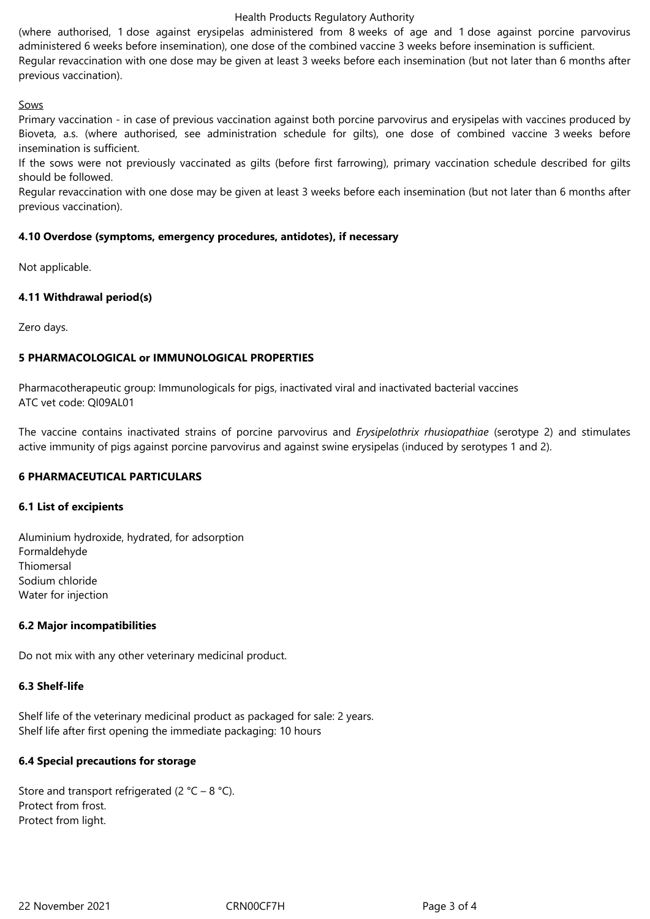(where authorised, 1 dose against erysipelas administered from 8 weeks of age and 1 dose against porcine parvovirus administered 6 weeks before insemination), one dose of the combined vaccine 3 weeks before insemination is sufficient.
Regular revaccination with one dose may be given at least 3 weeks before each insemination (but not later than 6 months after previous vaccination).

Sows

Primary vaccination - in case of previous vaccination against both porcine parvovirus and erysipelas with vaccines produced by Bioveta, a.s. (where authorised, see administration schedule for gilts), one dose of combined vaccine 3 weeks before insemination is sufficient.
If the sows were not previously vaccinated as gilts (before first farrowing), primary vaccination schedule described for gilts should be followed.
Regular revaccination with one dose may be given at least 3 weeks before each insemination (but not later than 6 months after previous vaccination).

### 4.10 Overdose (symptoms, emergency procedures, antidotes), if necessary

Not applicable.

### 4.11 Withdrawal period(s)

Zero days.

## 5 PHARMACOLOGICAL or IMMUNOLOGICAL PROPERTIES

Pharmacotherapeutic group: Immunologicals for pigs, inactivated viral and inactivated bacterial vaccines
ATC vet code: QI09AL01

The vaccine contains inactivated strains of porcine parvovirus and *Erysipelothrix rhusiopathiae* (serotype 2) and stimulates active immunity of pigs against porcine parvovirus and against swine erysipelas (induced by serotypes 1 and 2).

## 6 PHARMACEUTICAL PARTICULARS

### 6.1 List of excipients

Aluminium hydroxide, hydrated, for adsorption
Formaldehyde
Thiomersal
Sodium chloride
Water for injection

### 6.2 Major incompatibilities

Do not mix with any other veterinary medicinal product.

### 6.3 Shelf-life

Shelf life of the veterinary medicinal product as packaged for sale: 2 years.
Shelf life after first opening the immediate packaging: 10 hours

### 6.4 Special precautions for storage

Store and transport refrigerated (2 °C – 8 °C).
Protect from frost.
Protect from light.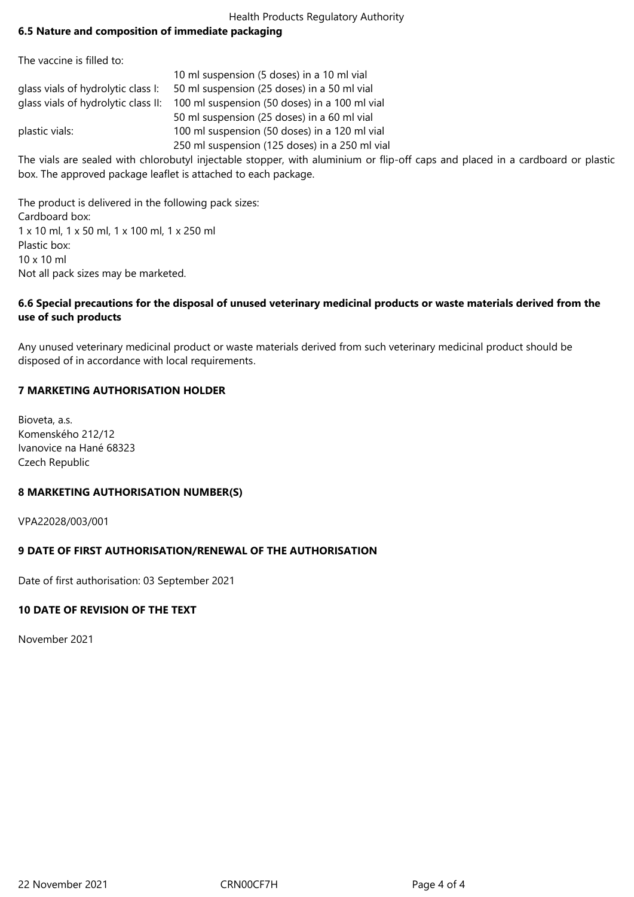## 6.5 Nature and composition of immediate packaging

The vaccine is filled to:

| | |
|---|---|
| | 10 ml suspension (5 doses) in a 10 ml vial |
| glass vials of hydrolytic class I: | 50 ml suspension (25 doses) in a 50 ml vial |
| glass vials of hydrolytic class II: | 100 ml suspension (50 doses) in a 100 ml vial |
| | 50 ml suspension (25 doses) in a 60 ml vial |
| plastic vials: | 100 ml suspension (50 doses) in a 120 ml vial |
| | 250 ml suspension (125 doses) in a 250 ml vial |

The vials are sealed with chlorobutyl injectable stopper, with aluminium or flip-off caps and placed in a cardboard or plastic box. The approved package leaflet is attached to each package.

The product is delivered in the following pack sizes:
Cardboard box:
1 x 10 ml, 1 x 50 ml, 1 x 100 ml, 1 x 250 ml
Plastic box:
10 x 10 ml
Not all pack sizes may be marketed.

## 6.6 Special precautions for the disposal of unused veterinary medicinal products or waste materials derived from the use of such products

Any unused veterinary medicinal product or waste materials derived from such veterinary medicinal product should be disposed of in accordance with local requirements.

## 7 MARKETING AUTHORISATION HOLDER

Bioveta, a.s.
Komenského 212/12
Ivanovice na Hané 68323
Czech Republic

## 8 MARKETING AUTHORISATION NUMBER(S)

VPA22028/003/001

## 9 DATE OF FIRST AUTHORISATION/RENEWAL OF THE AUTHORISATION

Date of first authorisation: 03 September 2021

## 10 DATE OF REVISION OF THE TEXT

November 2021